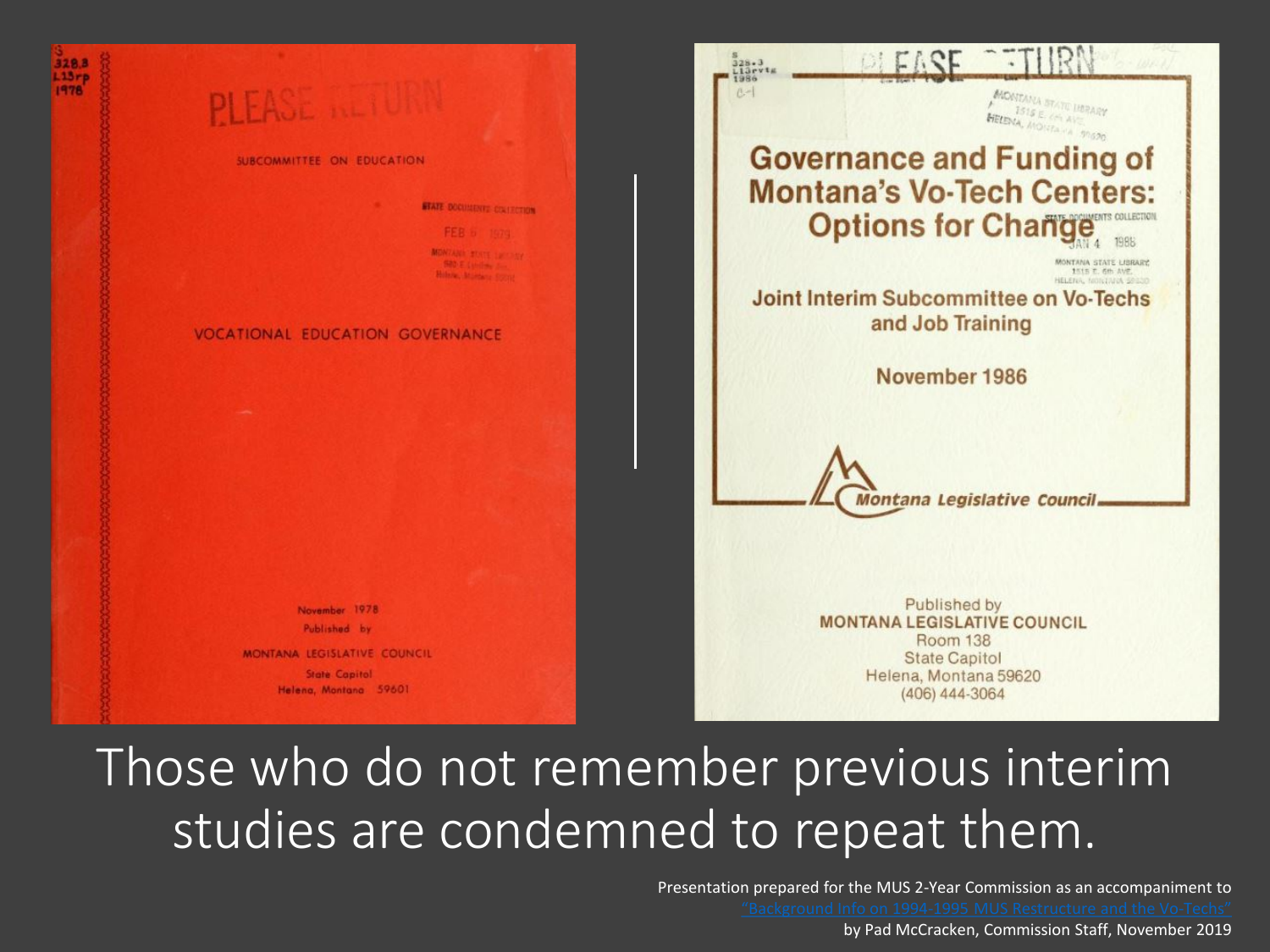PLEASE RETURN

SUBCOMMITTEE ON EDUCATION

STATE DOCUMENTS COLLECTION

FEB 6 1979

MONTANA STATE LIBRARY

VOCATIONAL EDUCATION GOVERNANCE

November 1978

Published by

MONTANA LEGISLATIVE COUNCIL

State Capitol

Helena, Montana 59601

PLEASE RETURN

MONTANA STATE LIBRARY

1515 E. 6th AVE.

HELENA, MONTANA 59620

# Governance and Funding of Montana's Vo-Tech Centers: Options for Change

STATE DOCUMENTS COLLECTION

JAN 4 1986

MONTANA STATE LIBRARY

1515 E. 6th AVE.

HELENA, MONTANA 59620

**Joint Interim Subcommittee on Vo-Techs and Job Training**

**November 1986**

*Montana Legislative Council*

Published by

**MONTANA LEGISLATIVE COUNCIL**

Room 138

State Capitol

Helena, Montana 59620

(406) 444-3064

# Those who do not remember previous interim studies are condemned to repeat them.

Presentation prepared for the MUS 2-Year Commission as an accompaniment to "Background Info on 1994-1995 MUS Restructure and the Vo-Techs" by Pad McCracken, Commission Staff, November 2019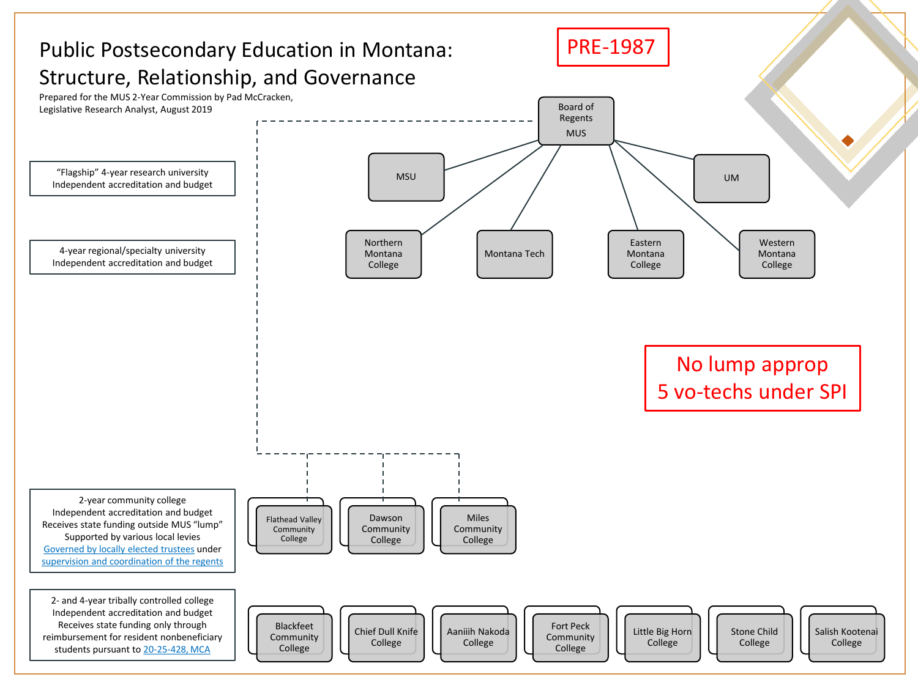# Public Postsecondary Education in Montana: Structure, Relationship, and Governance

Prepared for the MUS 2-Year Commission by Pad McCracken,
Legislative Research Analyst, August 2019

**PRE-1987**

Board of Regents
MUS

- MSU
- UM
- Northern Montana College
- Montana Tech
- Eastern Montana College
- Western Montana College

**No lump approp**
**5 vo-techs under SPI**

"Flagship" 4-year research university
Independent accreditation and budget

4-year regional/specialty university
Independent accreditation and budget

2-year community college
Independent accreditation and budget
Receives state funding outside MUS "lump"
Supported by various local levies
Governed by locally elected trustees under supervision and coordination of the regents

- Flathead Valley Community College
- Dawson Community College
- Miles Community College

2- and 4-year tribally controlled college
Independent accreditation and budget
Receives state funding only through reimbursement for resident nonbeneficiary students pursuant to 20-25-428, MCA

- Blackfeet Community College
- Chief Dull Knife College
- Aaniiih Nakoda College
- Fort Peck Community College
- Little Big Horn College
- Stone Child College
- Salish Kootenai College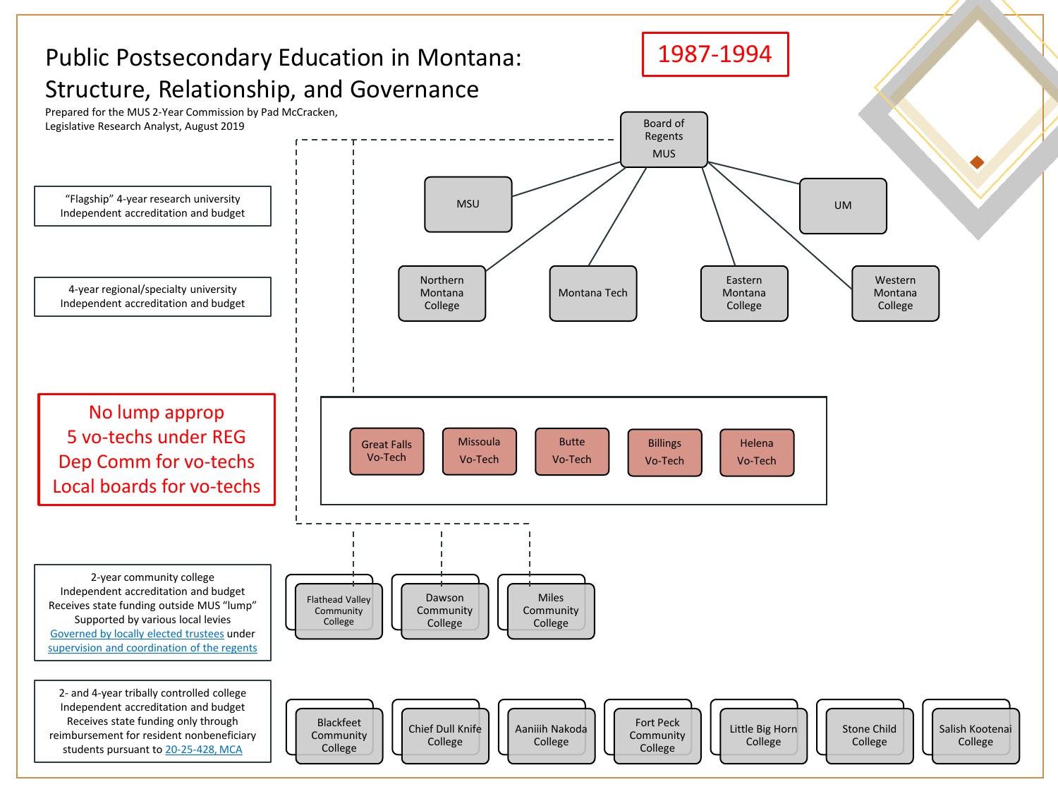# Public Postsecondary Education in Montana: Structure, Relationship, and Governance

Prepared for the MUS 2-Year Commission by Pad McCracken, Legislative Research Analyst, August 2019

**1987-1994**

Board of Regents MUS

- MSU
- UM
- Northern Montana College
- Montana Tech
- Eastern Montana College
- Western Montana College

Great Falls Vo-Tech | Missoula Vo-Tech | Butte Vo-Tech | Billings Vo-Tech | Helena Vo-Tech

Flathead Valley Community College | Dawson Community College | Miles Community College

Blackfeet Community College | Chief Dull Knife College | Aaniiih Nakoda College | Fort Peck Community College | Little Big Horn College | Stone Child College | Salish Kootenai College

**Legend:**

- "Flagship" 4-year research university. Independent accreditation and budget
- 4-year regional/specialty university. Independent accreditation and budget
- 2-year community college. Independent accreditation and budget. Receives state funding outside MUS "lump". Supported by various local levies. Governed by locally elected trustees under supervision and coordination of the regents
- 2- and 4-year tribally controlled college. Independent accreditation and budget. Receives state funding only through reimbursement for resident nonbeneficiary students pursuant to 20-25-428, MCA

**No lump approp**
**5 vo-techs under REG**
**Dep Comm for vo-techs**
**Local boards for vo-techs**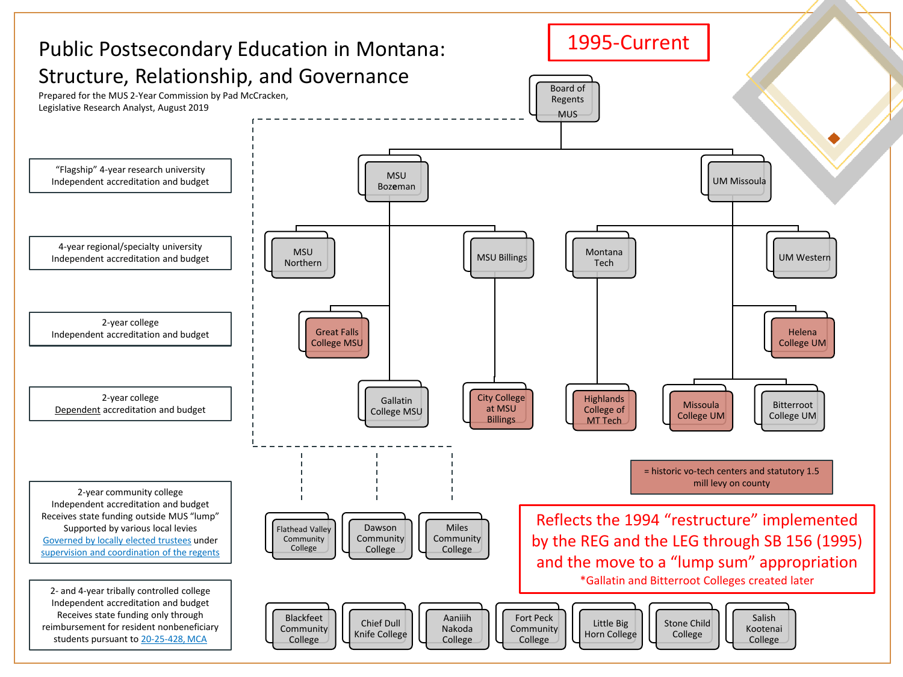# Public Postsecondary Education in Montana: Structure, Relationship, and Governance

Prepared for the MUS 2-Year Commission by Pad McCracken, Legislative Research Analyst, August 2019

**1995-Current**

**Legend:**

- "Flagship" 4-year research university — Independent accreditation and budget
- 4-year regional/specialty university — Independent accreditation and budget
- 2-year college — Independent accreditation and budget
- 2-year college — Dependent accreditation and budget
- 2-year community college — Independent accreditation and budget. Receives state funding outside MUS "lump". Supported by various local levies. Governed by locally elected trustees under supervision and coordination of the regents
- 2- and 4-year tribally controlled college — Independent accreditation and budget. Receives state funding only through reimbursement for resident nonbeneficiary students pursuant to 20-25-428, MCA
- (shaded) = historic vo-tech centers and statutory 1.5 mill levy on county

**Board of Regents MUS**

- **MSU Bozeman**
  - MSU Northern
  - MSU Billings
    - City College at MSU Billings
  - Great Falls College MSU
  - Gallatin College MSU
- **UM Missoula**
  - Montana Tech
    - Highlands College of MT Tech
  - UM Western
  - Helena College UM
  - Missoula College UM
  - Bitterroot College UM

Community colleges (under supervision and coordination of the Board of Regents):

- Flathead Valley Community College
- Dawson Community College
- Miles Community College

Tribally controlled colleges:

- Blackfeet Community College
- Chief Dull Knife College
- Aaniiih Nakoda College
- Fort Peck Community College
- Little Big Horn College
- Stone Child College
- Salish Kootenai College

Reflects the 1994 "restructure" implemented by the REG and the LEG through SB 156 (1995) and the move to a "lump sum" appropriation

*Gallatin and Bitterroot Colleges created later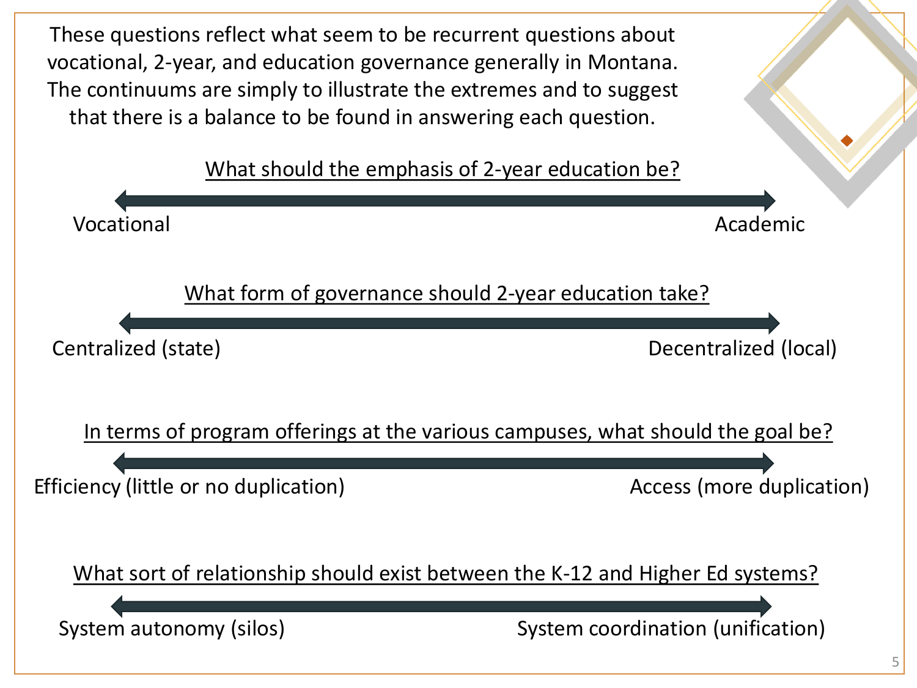These questions reflect what seem to be recurrent questions about vocational, 2-year, and education governance generally in Montana. The continuums are simply to illustrate the extremes and to suggest that there is a balance to be found in answering each question.

<u>What should the emphasis of 2-year education be?</u>

Vocational ⟷ Academic

<u>What form of governance should 2-year education take?</u>

Centralized (state) ⟷ Decentralized (local)

<u>In terms of program offerings at the various campuses, what should the goal be?</u>

Efficiency (little or no duplication) ⟷ Access (more duplication)

<u>What sort of relationship should exist between the K-12 and Higher Ed systems?</u>

System autonomy (silos) ⟷ System coordination (unification)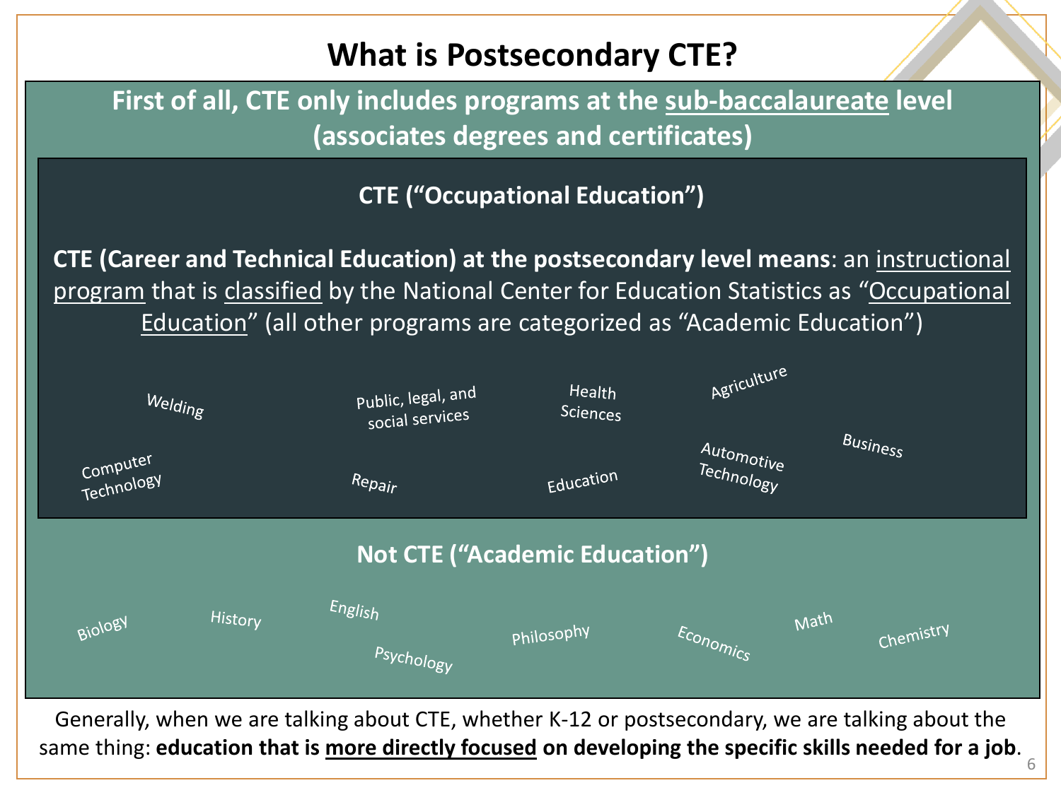# What is Postsecondary CTE?

**First of all, CTE only includes programs at the sub-baccalaureate level (associates degrees and certificates)**

## CTE ("Occupational Education")

**CTE (Career and Technical Education) at the postsecondary level means**: an instructional program that is classified by the National Center for Education Statistics as "Occupational Education" (all other programs are categorized as "Academic Education")

Welding, Public, legal, and social services, Health Sciences, Agriculture, Computer Technology, Repair, Education, Automotive Technology, Business

## Not CTE ("Academic Education")

Biology, History, English, Psychology, Philosophy, Economics, Math, Chemistry

Generally, when we are talking about CTE, whether K-12 or postsecondary, we are talking about the same thing: **education that is more directly focused on developing the specific skills needed for a job**.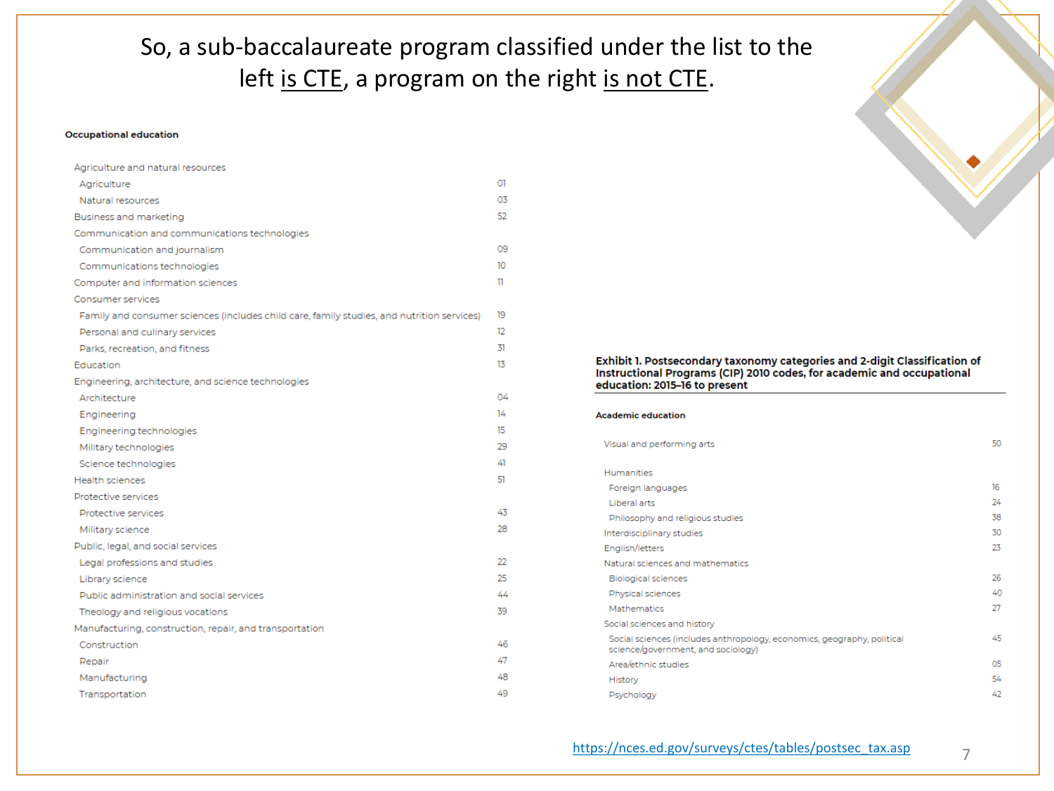# So, a sub-baccalaureate program classified under the list to the left <u>is CTE</u>, a program on the right <u>is not CTE</u>.

**Exhibit 1. Postsecondary taxonomy categories and 2-digit Classification of Instructional Programs (CIP) 2010 codes, for academic and occupational education: 2015–16 to present**

**Occupational education**

| Category | CIP code |
|---|---|
| Agriculture and natural resources | |
| Agriculture | 01 |
| Natural resources | 03 |
| Business and marketing | 52 |
| Communication and communications technologies | |
| Communication and journalism | 09 |
| Communications technologies | 10 |
| Computer and information sciences | 11 |
| Consumer services | |
| Family and consumer sciences (includes child care, family studies, and nutrition services) | 19 |
| Personal and culinary services | 12 |
| Parks, recreation, and fitness | 31 |
| Education | 13 |
| Engineering, architecture, and science technologies | |
| Architecture | 04 |
| Engineering | 14 |
| Engineering technologies | 15 |
| Military technologies | 29 |
| Science technologies | 41 |
| Health sciences | 51 |
| Protective services | |
| Protective services | 43 |
| Military science | 28 |
| Public, legal, and social services | |
| Legal professions and studies | 22 |
| Library science | 25 |
| Public administration and social services | 44 |
| Theology and religious vocations | 39 |
| Manufacturing, construction, repair, and transportation | |
| Construction | 46 |
| Repair | 47 |
| Manufacturing | 48 |
| Transportation | 49 |

**Academic education**

| Category | CIP code |
|---|---|
| Visual and performing arts | 50 |
| Humanities | |
| Foreign languages | 16 |
| Liberal arts | 24 |
| Philosophy and religious studies | 38 |
| Interdisciplinary studies | 30 |
| English/letters | 23 |
| Natural sciences and mathematics | |
| Biological sciences | 26 |
| Physical sciences | 40 |
| Mathematics | 27 |
| Social sciences and history | |
| Social sciences (includes anthropology, economics, geography, political science/government, and sociology) | 45 |
| Area/ethnic studies | 05 |
| History | 54 |
| Psychology | 42 |

https://nces.ed.gov/surveys/ctes/tables/postsec_tax.asp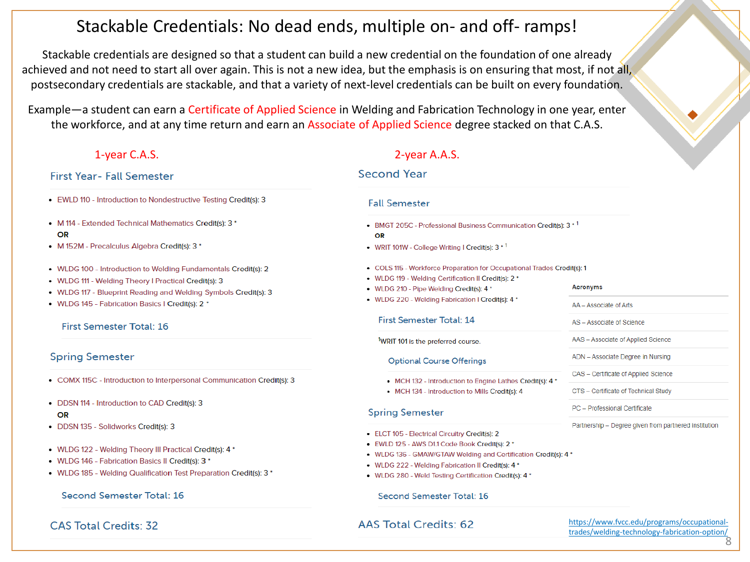# Stackable Credentials: No dead ends, multiple on- and off- ramps!

Stackable credentials are designed so that a student can build a new credential on the foundation of one already achieved and not need to start all over again. This is not a new idea, but the emphasis is on ensuring that most, if not all, postsecondary credentials are stackable, and that a variety of next-level credentials can be built on every foundation.

Example—a student can earn a Certificate of Applied Science in Welding and Fabrication Technology in one year, enter the workforce, and at any time return and earn an Associate of Applied Science degree stacked on that C.A.S.

## 1-year C.A.S.

### First Year- Fall Semester

- EWLD 110 - Introduction to Nondestructive Testing Credit(s): 3

- M 114 - Extended Technical Mathematics Credit(s): 3 *

**OR**

- M 152M - Precalculus Algebra Credit(s): 3 *

- WLDG 100 - Introduction to Welding Fundamentals Credit(s): 2
- WLDG 111 - Welding Theory I Practical Credit(s): 3
- WLDG 117 - Blueprint Reading and Welding Symbols Credit(s): 3
- WLDG 145 - Fabrication Basics I Credit(s): 2 *

First Semester Total: 16

### Spring Semester

- COMX 115C - Introduction to Interpersonal Communication Credit(s): 3

- DDSN 114 - Introduction to CAD Credit(s): 3

**OR**

- DDSN 135 - Solidworks Credit(s): 3

- WLDG 122 - Welding Theory III Practical Credit(s): 4 *
- WLDG 146 - Fabrication Basics II Credit(s): 3 *
- WLDG 185 - Welding Qualification Test Preparation Credit(s): 3 *

Second Semester Total: 16

CAS Total Credits: 32

## 2-year A.A.S.

### Second Year

#### Fall Semester

- BMGT 205C - Professional Business Communication Credit(s): 3 * [1]

**OR**

- WRIT 101W - College Writing I Credit(s): 3 * [1]

- COLS 115 - Workforce Preparation for Occupational Trades Credit(s): 1
- WLDG 119 - Welding Certification II Credit(s): 2 *
- WLDG 210 - Pipe Welding Credit(s): 4 *
- WLDG 220 - Welding Fabrication I Credit(s): 4 *

First Semester Total: 14

[1]WRIT 101 is the preferred course.

Optional Course Offerings

- MCH 132 - Introduction to Engine Lathes Credit(s): 4 *
- MCH 134 - Introduction to Mills Credit(s): 4

#### Spring Semester

- ELCT 105 - Electrical Circuitry Credit(s): 2
- EWLD 125 - AWS D1.1 Code Book Credit(s): 2 *
- WLDG 136 - GMAW/GTAW Welding and Certification Credit(s): 4 *
- WLDG 222 - Welding Fabrication II Credit(s): 4 *
- WLDG 280 - Weld Testing Certification Credit(s): 4 *

Second Semester Total: 16

AAS Total Credits: 62

| Acronyms |
|---|
| AA – Associate of Arts |
| AS – Associate of Science |
| AAS – Associate of Applied Science |
| ADN – Associate Degree in Nursing |
| CAS – Certificate of Applied Science |
| CTS – Certificate of Technical Study |
| PC – Professional Certificate |
| Partnership – Degree given from partnered institution |

https://www.fvcc.edu/programs/occupational-trades/welding-technology-fabrication-option/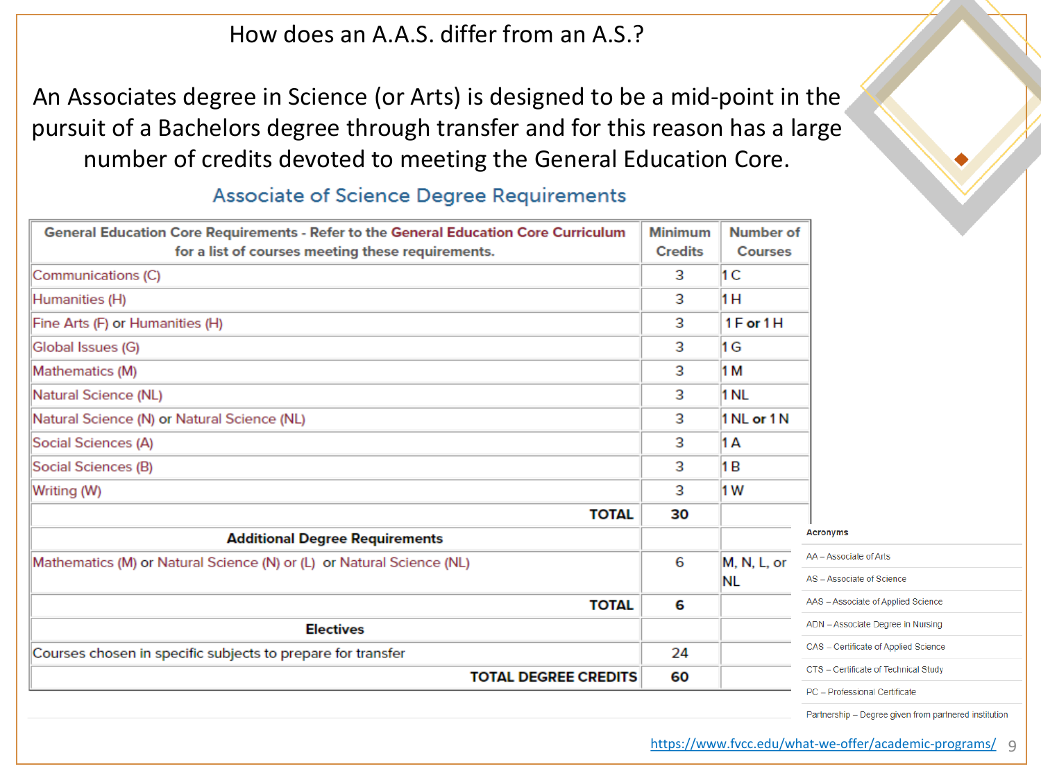# How does an A.A.S. differ from an A.S.?

An Associates degree in Science (or Arts) is designed to be a mid-point in the pursuit of a Bachelors degree through transfer and for this reason has a large number of credits devoted to meeting the General Education Core.

## Associate of Science Degree Requirements

| General Education Core Requirements - Refer to the General Education Core Curriculum for a list of courses meeting these requirements. | Minimum Credits | Number of Courses |
|---|---|---|
| Communications (C) | 3 | 1 C |
| Humanities (H) | 3 | 1 H |
| Fine Arts (F) or Humanities (H) | 3 | 1 F or 1 H |
| Global Issues (G) | 3 | 1 G |
| Mathematics (M) | 3 | 1 M |
| Natural Science (NL) | 3 | 1 NL |
| Natural Science (N) or Natural Science (NL) | 3 | 1 NL or 1 N |
| Social Sciences (A) | 3 | 1 A |
| Social Sciences (B) | 3 | 1 B |
| Writing (W) | 3 | 1 W |
| **TOTAL** | **30** | |
| **Additional Degree Requirements** | | |
| Mathematics (M) or Natural Science (N) or (L) or Natural Science (NL) | 6 | M, N, L, or NL |
| **TOTAL** | **6** | |
| **Electives** | | |
| Courses chosen in specific subjects to prepare for transfer | 24 | |
| **TOTAL DEGREE CREDITS** | **60** | |

**Acronyms**

- AA – Associate of Arts
- AS – Associate of Science
- AAS – Associate of Applied Science
- ADN – Associate Degree in Nursing
- CAS – Certificate of Applied Science
- CTS – Certificate of Technical Study
- PC – Professional Certificate
- Partnership – Degree given from partnered institution

https://www.fvcc.edu/what-we-offer/academic-programs/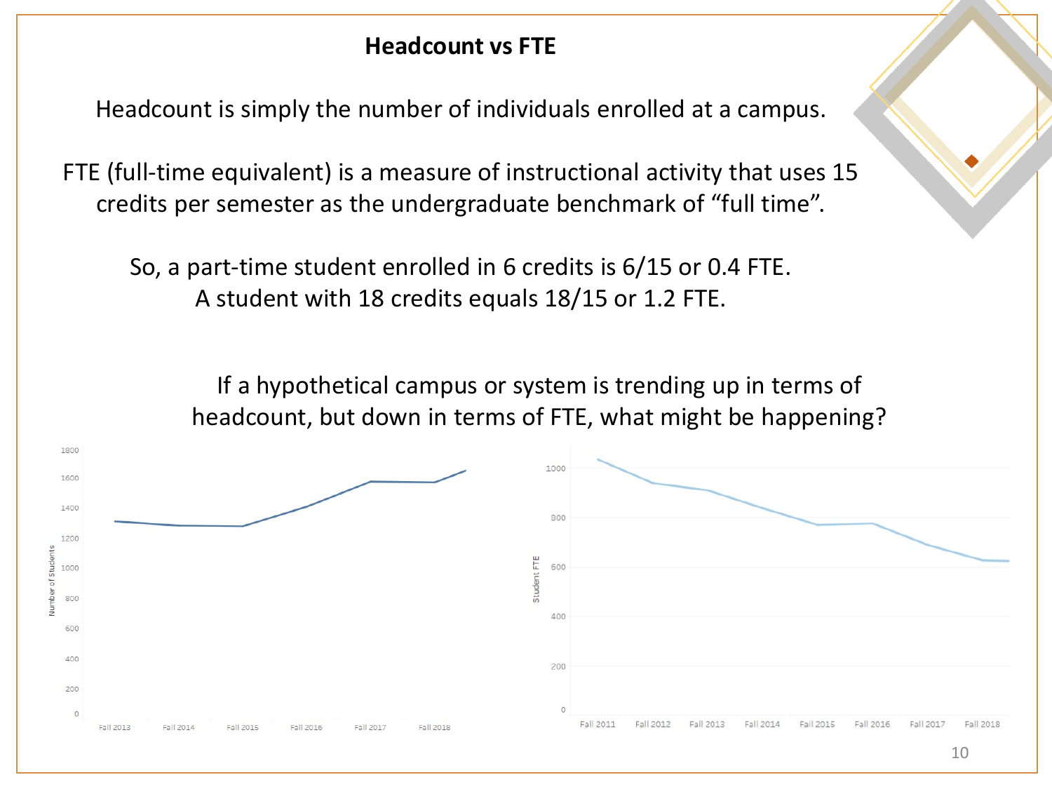## Headcount vs FTE

Headcount is simply the number of individuals enrolled at a campus.

FTE (full-time equivalent) is a measure of instructional activity that uses 15 credits per semester as the undergraduate benchmark of "full time".

So, a part-time student enrolled in 6 credits is 6/15 or 0.4 FTE.
A student with 18 credits equals 18/15 or 1.2 FTE.

If a hypothetical campus or system is trending up in terms of headcount, but down in terms of FTE, what might be happening?

Number of Students

1800
1600
1400
1200
1000
800
600
400
200
0

Fall 2013 Fall 2014 Fall 2015 Fall 2016 Fall 2017 Fall 2018

Student FTE

1000
800
600
400
200
0

Fall 2011 Fall 2012 Fall 2013 Fall 2014 Fall 2015 Fall 2016 Fall 2017 Fall 2018